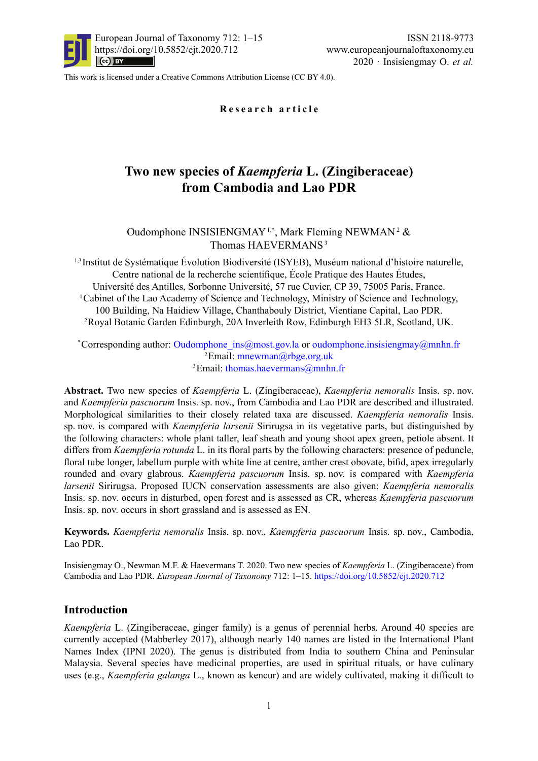European Journal of Taxonomy 712: 1–15
https://doi.org/10.5852/ejt.2020.712

ISSN 2118-9773
www.europeanjournaloftaxonomy.eu
2020 · Insisiengmay O. *et al.*

This work is licensed under a Creative Commons Attribution License (CC BY 4.0).

**Research article**

# Two new species of *Kaempferia* L. (Zingiberaceae) from Cambodia and Lao PDR

Oudomphone INSISIENGMAY [1,*], Mark Fleming NEWMAN [2] & Thomas HAEVERMANS [3]

[1,3] Institut de Systématique Évolution Biodiversité (ISYEB), Muséum national d'histoire naturelle, Centre national de la recherche scientifique, École Pratique des Hautes Études, Université des Antilles, Sorbonne Université, 57 rue Cuvier, CP 39, 75005 Paris, France.
[1] Cabinet of the Lao Academy of Science and Technology, Ministry of Science and Technology, 100 Building, Na Haidiew Village, Chanthabouly District, Vientiane Capital, Lao PDR.
[2] Royal Botanic Garden Edinburgh, 20A Inverleith Row, Edinburgh EH3 5LR, Scotland, UK.

[*] Corresponding author: Oudomphone_ins@most.gov.la or oudomphone.insisiengmay@mnhn.fr
[2] Email: mnewman@rbge.org.uk
[3] Email: thomas.haevermans@mnhn.fr

**Abstract.** Two new species of *Kaempferia* L. (Zingiberaceae), *Kaempferia nemoralis* Insis. sp. nov. and *Kaempferia pascuorum* Insis. sp. nov., from Cambodia and Lao PDR are described and illustrated. Morphological similarities to their closely related taxa are discussed. *Kaempferia nemoralis* Insis. sp. nov. is compared with *Kaempferia larsenii* Sirirugsa in its vegetative parts, but distinguished by the following characters: whole plant taller, leaf sheath and young shoot apex green, petiole absent. It differs from *Kaempferia rotunda* L. in its floral parts by the following characters: presence of peduncle, floral tube longer, labellum purple with white line at centre, anther crest obovate, bifid, apex irregularly rounded and ovary glabrous. *Kaempferia pascuorum* Insis. sp. nov. is compared with *Kaempferia larsenii* Sirirugsa. Proposed IUCN conservation assessments are also given: *Kaempferia nemoralis* Insis. sp. nov. occurs in disturbed, open forest and is assessed as CR, whereas *Kaempferia pascuorum* Insis. sp. nov. occurs in short grassland and is assessed as EN.

**Keywords.** *Kaempferia nemoralis* Insis. sp. nov., *Kaempferia pascuorum* Insis. sp. nov., Cambodia, Lao PDR.

Insisiengmay O., Newman M.F. & Haevermans T. 2020. Two new species of *Kaempferia* L. (Zingiberaceae) from Cambodia and Lao PDR. *European Journal of Taxonomy* 712: 1–15. https://doi.org/10.5852/ejt.2020.712

## Introduction

*Kaempferia* L. (Zingiberaceae, ginger family) is a genus of perennial herbs. Around 40 species are currently accepted (Mabberley 2017), although nearly 140 names are listed in the International Plant Names Index (IPNI 2020). The genus is distributed from India to southern China and Peninsular Malaysia. Several species have medicinal properties, are used in spiritual rituals, or have culinary uses (e.g., *Kaempferia galanga* L., known as kencur) and are widely cultivated, making it difficult to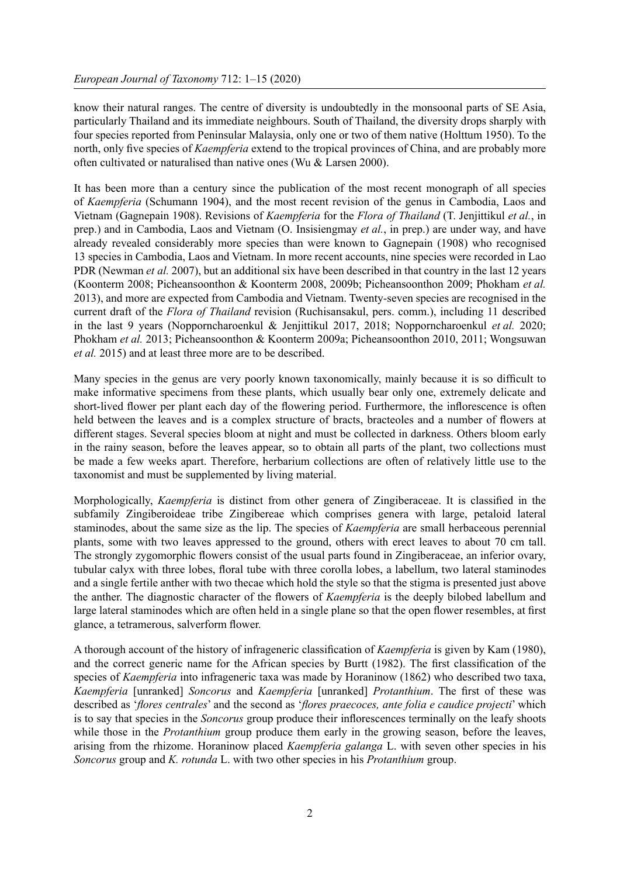know their natural ranges. The centre of diversity is undoubtedly in the monsoonal parts of SE Asia, particularly Thailand and its immediate neighbours. South of Thailand, the diversity drops sharply with four species reported from Peninsular Malaysia, only one or two of them native (Holttum 1950). To the north, only five species of *Kaempferia* extend to the tropical provinces of China, and are probably more often cultivated or naturalised than native ones (Wu & Larsen 2000).

It has been more than a century since the publication of the most recent monograph of all species of *Kaempferia* (Schumann 1904), and the most recent revision of the genus in Cambodia, Laos and Vietnam (Gagnepain 1908). Revisions of *Kaempferia* for the *Flora of Thailand* (T. Jenjittikul *et al.*, in prep.) and in Cambodia, Laos and Vietnam (O. Insisiengmay *et al.*, in prep.) are under way, and have already revealed considerably more species than were known to Gagnepain (1908) who recognised 13 species in Cambodia, Laos and Vietnam. In more recent accounts, nine species were recorded in Lao PDR (Newman *et al.* 2007), but an additional six have been described in that country in the last 12 years (Koonterm 2008; Picheansoonthon & Koonterm 2008, 2009b; Picheansoonthon 2009; Phokham *et al.* 2013), and more are expected from Cambodia and Vietnam. Twenty-seven species are recognised in the current draft of the *Flora of Thailand* revision (Ruchisansakul, pers. comm.), including 11 described in the last 9 years (Nopporncharoenkul & Jenjittikul 2017, 2018; Nopporncharoenkul *et al.* 2020; Phokham *et al.* 2013; Picheansoonthon & Koonterm 2009a; Picheansoonthon 2010, 2011; Wongsuwan *et al.* 2015) and at least three more are to be described.

Many species in the genus are very poorly known taxonomically, mainly because it is so difficult to make informative specimens from these plants, which usually bear only one, extremely delicate and short-lived flower per plant each day of the flowering period. Furthermore, the inflorescence is often held between the leaves and is a complex structure of bracts, bracteoles and a number of flowers at different stages. Several species bloom at night and must be collected in darkness. Others bloom early in the rainy season, before the leaves appear, so to obtain all parts of the plant, two collections must be made a few weeks apart. Therefore, herbarium collections are often of relatively little use to the taxonomist and must be supplemented by living material.

Morphologically, *Kaempferia* is distinct from other genera of Zingiberaceae. It is classified in the subfamily Zingiberoideae tribe Zingibereae which comprises genera with large, petaloid lateral staminodes, about the same size as the lip. The species of *Kaempferia* are small herbaceous perennial plants, some with two leaves appressed to the ground, others with erect leaves to about 70 cm tall. The strongly zygomorphic flowers consist of the usual parts found in Zingiberaceae, an inferior ovary, tubular calyx with three lobes, floral tube with three corolla lobes, a labellum, two lateral staminodes and a single fertile anther with two thecae which hold the style so that the stigma is presented just above the anther. The diagnostic character of the flowers of *Kaempferia* is the deeply bilobed labellum and large lateral staminodes which are often held in a single plane so that the open flower resembles, at first glance, a tetramerous, salverform flower.

A thorough account of the history of infrageneric classification of *Kaempferia* is given by Kam (1980), and the correct generic name for the African species by Burtt (1982). The first classification of the species of *Kaempferia* into infrageneric taxa was made by Horaninow (1862) who described two taxa, *Kaempferia* [unranked] *Soncorus* and *Kaempferia* [unranked] *Protanthium*. The first of these was described as '*flores centrales*' and the second as '*flores praecoces, ante folia e caudice projecti*' which is to say that species in the *Soncorus* group produce their inflorescences terminally on the leafy shoots while those in the *Protanthium* group produce them early in the growing season, before the leaves, arising from the rhizome. Horaninow placed *Kaempferia galanga* L. with seven other species in his *Soncorus* group and *K. rotunda* L. with two other species in his *Protanthium* group.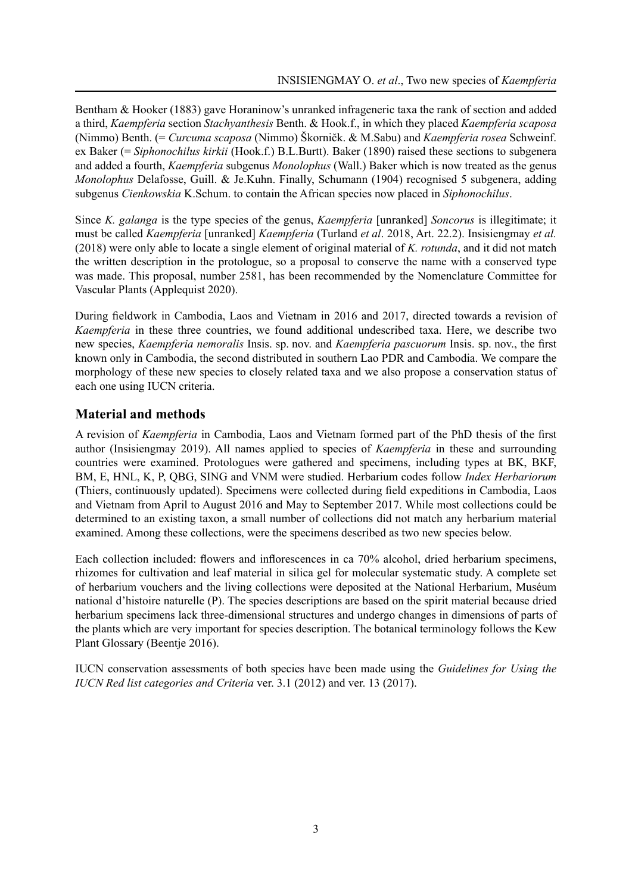Bentham & Hooker (1883) gave Horaninow's unranked infrageneric taxa the rank of section and added a third, *Kaempferia* section *Stachyanthesis* Benth. & Hook.f., in which they placed *Kaempferia scaposa* (Nimmo) Benth. (= *Curcuma scaposa* (Nimmo) Škorničk. & M.Sabu) and *Kaempferia rosea* Schweinf. ex Baker (= *Siphonochilus kirkii* (Hook.f.) B.L.Burtt). Baker (1890) raised these sections to subgenera and added a fourth, *Kaempferia* subgenus *Monolophus* (Wall.) Baker which is now treated as the genus *Monolophus* Delafosse, Guill. & Je.Kuhn. Finally, Schumann (1904) recognised 5 subgenera, adding subgenus *Cienkowskia* K.Schum. to contain the African species now placed in *Siphonochilus*.

Since *K. galanga* is the type species of the genus, *Kaempferia* [unranked] *Soncorus* is illegitimate; it must be called *Kaempferia* [unranked] *Kaempferia* (Turland *et al*. 2018, Art. 22.2). Insisiengmay *et al.* (2018) were only able to locate a single element of original material of *K. rotunda*, and it did not match the written description in the protologue, so a proposal to conserve the name with a conserved type was made. This proposal, number 2581, has been recommended by the Nomenclature Committee for Vascular Plants (Applequist 2020).

During fieldwork in Cambodia, Laos and Vietnam in 2016 and 2017, directed towards a revision of *Kaempferia* in these three countries, we found additional undescribed taxa. Here, we describe two new species, *Kaempferia nemoralis* Insis. sp. nov. and *Kaempferia pascuorum* Insis. sp. nov., the first known only in Cambodia, the second distributed in southern Lao PDR and Cambodia. We compare the morphology of these new species to closely related taxa and we also propose a conservation status of each one using IUCN criteria.

## Material and methods

A revision of *Kaempferia* in Cambodia, Laos and Vietnam formed part of the PhD thesis of the first author (Insisiengmay 2019). All names applied to species of *Kaempferia* in these and surrounding countries were examined. Protologues were gathered and specimens, including types at BK, BKF, BM, E, HNL, K, P, QBG, SING and VNM were studied. Herbarium codes follow *Index Herbariorum* (Thiers, continuously updated). Specimens were collected during field expeditions in Cambodia, Laos and Vietnam from April to August 2016 and May to September 2017. While most collections could be determined to an existing taxon, a small number of collections did not match any herbarium material examined. Among these collections, were the specimens described as two new species below.

Each collection included: flowers and inflorescences in ca 70% alcohol, dried herbarium specimens, rhizomes for cultivation and leaf material in silica gel for molecular systematic study. A complete set of herbarium vouchers and the living collections were deposited at the National Herbarium, Muséum national d'histoire naturelle (P). The species descriptions are based on the spirit material because dried herbarium specimens lack three-dimensional structures and undergo changes in dimensions of parts of the plants which are very important for species description. The botanical terminology follows the Kew Plant Glossary (Beentje 2016).

IUCN conservation assessments of both species have been made using the *Guidelines for Using the IUCN Red list categories and Criteria* ver. 3.1 (2012) and ver. 13 (2017).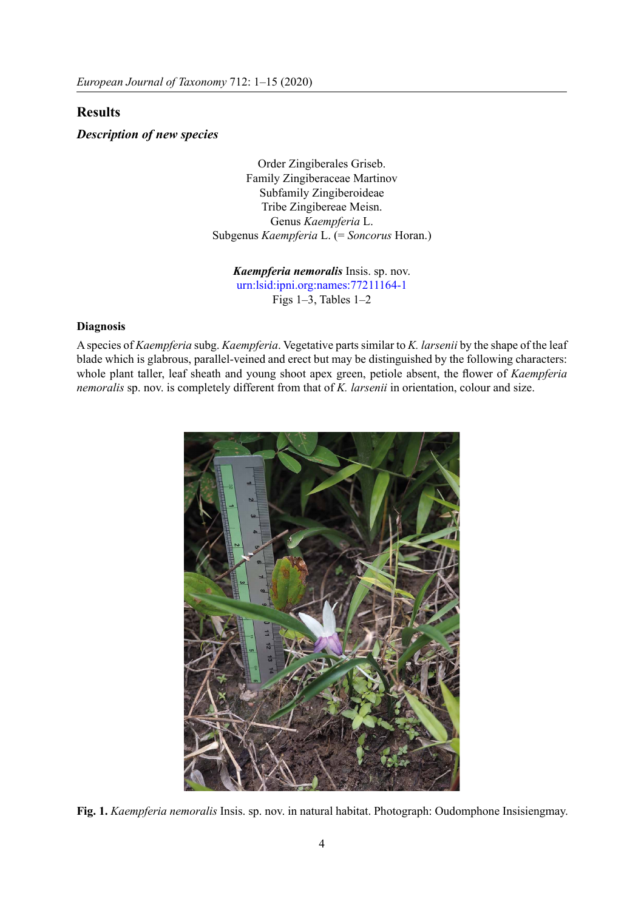## Results

### *Description of new species*

Order Zingiberales Griseb.
Family Zingiberaceae Martinov
Subfamily Zingiberoideae
Tribe Zingibereae Meisn.
Genus *Kaempferia* L.
Subgenus *Kaempferia* L. (= *Soncorus* Horan.)

***Kaempferia nemoralis*** Insis. sp. nov.
urn:lsid:ipni.org:names:77211164-1
Figs 1–3, Tables 1–2

#### Diagnosis

A species of *Kaempferia* subg. *Kaempferia*. Vegetative parts similar to *K. larsenii* by the shape of the leaf blade which is glabrous, parallel-veined and erect but may be distinguished by the following characters: whole plant taller, leaf sheath and young shoot apex green, petiole absent, the flower of *Kaempferia nemoralis* sp. nov. is completely different from that of *K. larsenii* in orientation, colour and size.

**Fig. 1.** *Kaempferia nemoralis* Insis. sp. nov. in natural habitat. Photograph: Oudomphone Insisiengmay.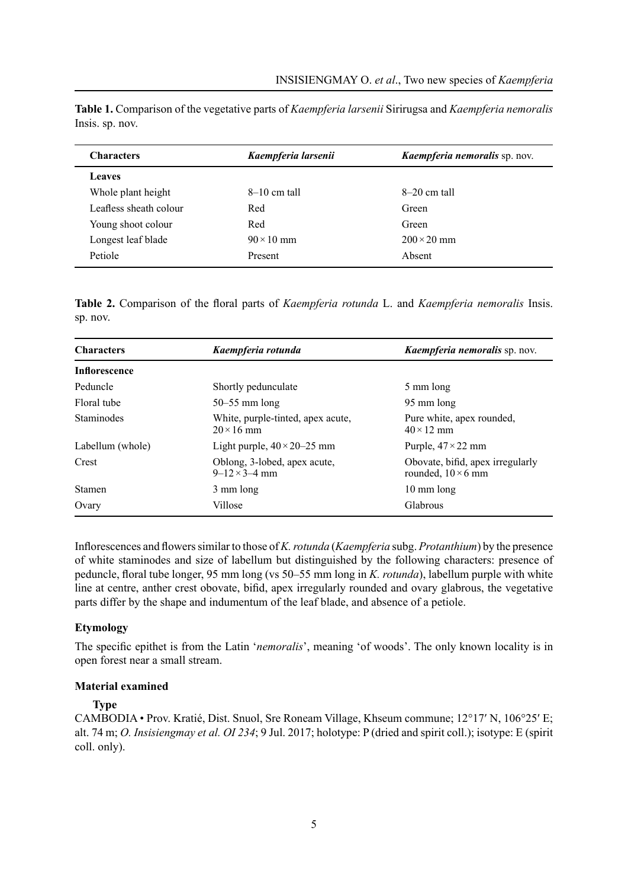**Table 1.** Comparison of the vegetative parts of *Kaempferia larsenii* Sirirugsa and *Kaempferia nemoralis* Insis. sp. nov.

| Characters | *Kaempferia larsenii* | ***Kaempferia nemoralis*** **sp. nov.** |
|---|---|---|
| **Leaves** | | |
| Whole plant height | 8–10 cm tall | 8–20 cm tall |
| Leafless sheath colour | Red | Green |
| Young shoot colour | Red | Green |
| Longest leaf blade | 90 × 10 mm | 200 × 20 mm |
| Petiole | Present | Absent |

**Table 2.** Comparison of the floral parts of *Kaempferia rotunda* L. and *Kaempferia nemoralis* Insis. sp. nov.

| Characters | *Kaempferia rotunda* | ***Kaempferia nemoralis*** **sp. nov.** |
|---|---|---|
| **Inflorescence** | | |
| Peduncle | Shortly pedunculate | 5 mm long |
| Floral tube | 50–55 mm long | 95 mm long |
| Staminodes | White, purple-tinted, apex acute, 20 × 16 mm | Pure white, apex rounded, 40 × 12 mm |
| Labellum (whole) | Light purple, 40 × 20–25 mm | Purple, 47 × 22 mm |
| Crest | Oblong, 3-lobed, apex acute, 9–12 × 3–4 mm | Obovate, bifid, apex irregularly rounded, 10 × 6 mm |
| Stamen | 3 mm long | 10 mm long |
| Ovary | Villose | Glabrous |

Inflorescences and flowers similar to those of *K. rotunda* (*Kaempferia* subg. *Protanthium*) by the presence of white staminodes and size of labellum but distinguished by the following characters: presence of peduncle, floral tube longer, 95 mm long (vs 50–55 mm long in *K. rotunda*), labellum purple with white line at centre, anther crest obovate, bifid, apex irregularly rounded and ovary glabrous, the vegetative parts differ by the shape and indumentum of the leaf blade, and absence of a petiole.

### Etymology

The specific epithet is from the Latin '*nemoralis*', meaning 'of woods'. The only known locality is in open forest near a small stream.

### Material examined

#### Type

CAMBODIA • Prov. Kratié, Dist. Snuol, Sre Roneam Village, Khseum commune; 12°17′ N, 106°25′ E; alt. 74 m; *O. Insisiengmay et al. OI 234*; 9 Jul. 2017; holotype: P (dried and spirit coll.); isotype: E (spirit coll. only).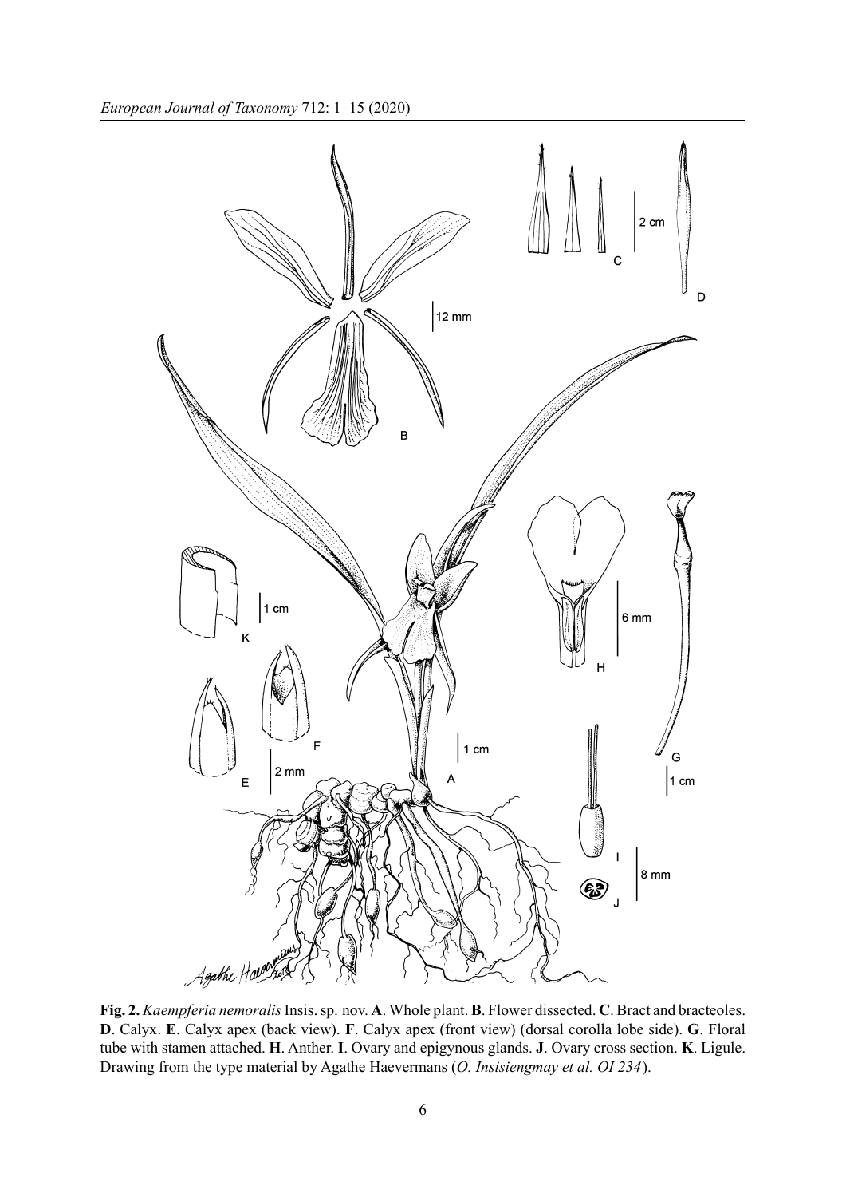**Fig. 2.** *Kaempferia nemoralis* Insis. sp. nov. **A**. Whole plant. **B**. Flower dissected. **C**. Bract and bracteoles. **D**. Calyx. **E**. Calyx apex (back view). **F**. Calyx apex (front view) (dorsal corolla lobe side). **G**. Floral tube with stamen attached. **H**. Anther. **I**. Ovary and epigynous glands. **J**. Ovary cross section. **K**. Ligule. Drawing from the type material by Agathe Haevermans (*O. Insisiengmay et al. OI 234*).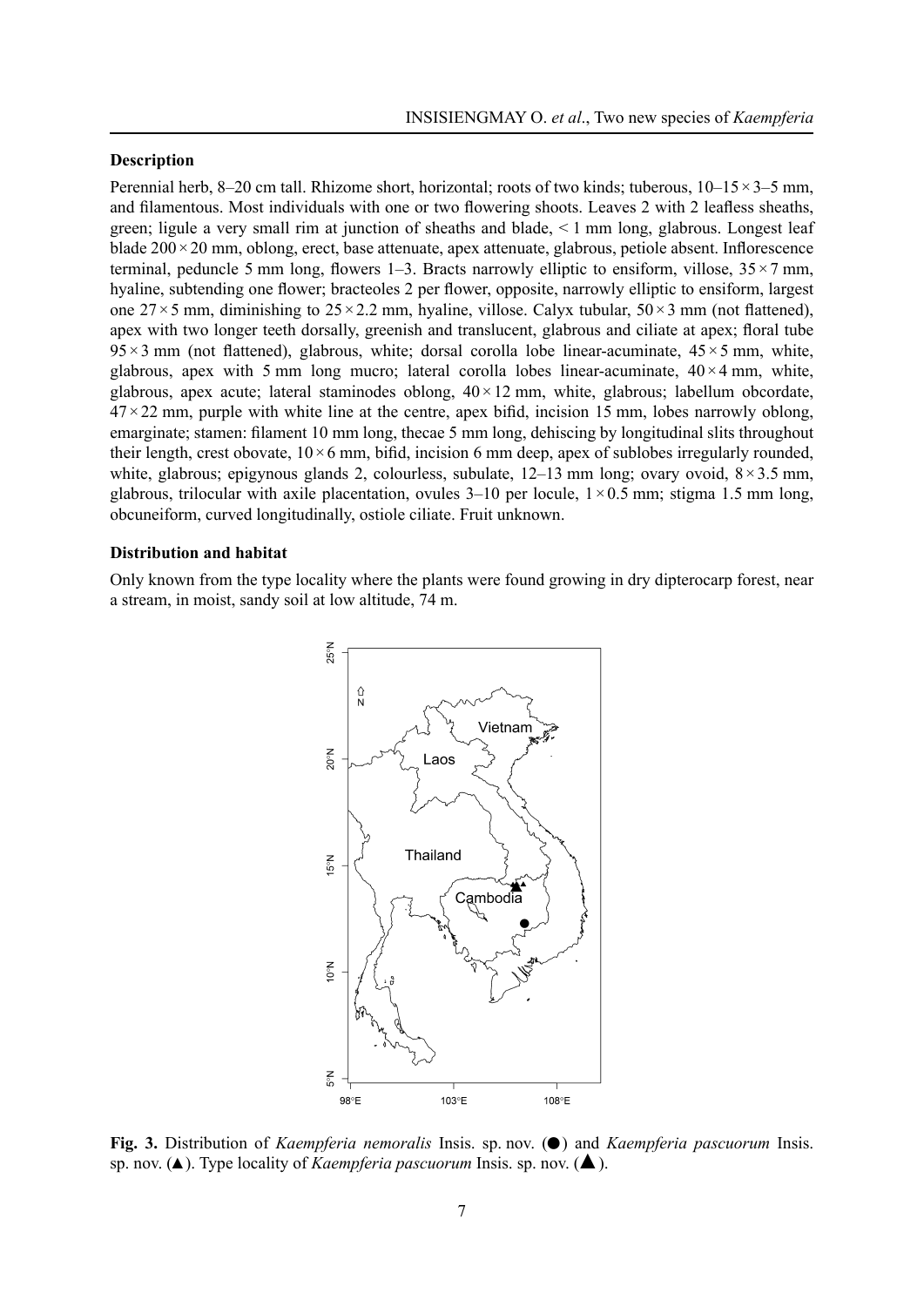### Description

Perennial herb, 8–20 cm tall. Rhizome short, horizontal; roots of two kinds; tuberous, 10–15 × 3–5 mm, and filamentous. Most individuals with one or two flowering shoots. Leaves 2 with 2 leafless sheaths, green; ligule a very small rim at junction of sheaths and blade, < 1 mm long, glabrous. Longest leaf blade 200 × 20 mm, oblong, erect, base attenuate, apex attenuate, glabrous, petiole absent. Inflorescence terminal, peduncle 5 mm long, flowers 1–3. Bracts narrowly elliptic to ensiform, villose, 35 × 7 mm, hyaline, subtending one flower; bracteoles 2 per flower, opposite, narrowly elliptic to ensiform, largest one 27 × 5 mm, diminishing to 25 × 2.2 mm, hyaline, villose. Calyx tubular, 50 × 3 mm (not flattened), apex with two longer teeth dorsally, greenish and translucent, glabrous and ciliate at apex; floral tube 95 × 3 mm (not flattened), glabrous, white; dorsal corolla lobe linear-acuminate, 45 × 5 mm, white, glabrous, apex with 5 mm long mucro; lateral corolla lobes linear-acuminate, 40 × 4 mm, white, glabrous, apex acute; lateral staminodes oblong, 40 × 12 mm, white, glabrous; labellum obcordate, 47 × 22 mm, purple with white line at the centre, apex bifid, incision 15 mm, lobes narrowly oblong, emarginate; stamen: filament 10 mm long, thecae 5 mm long, dehiscing by longitudinal slits throughout their length, crest obovate, 10 × 6 mm, bifid, incision 6 mm deep, apex of sublobes irregularly rounded, white, glabrous; epigynous glands 2, colourless, subulate, 12–13 mm long; ovary ovoid, 8 × 3.5 mm, glabrous, trilocular with axile placentation, ovules 3–10 per locule, 1 × 0.5 mm; stigma 1.5 mm long, obcuneiform, curved longitudinally, ostiole ciliate. Fruit unknown.

### Distribution and habitat

Only known from the type locality where the plants were found growing in dry dipterocarp forest, near a stream, in moist, sandy soil at low altitude, 74 m.

**Fig. 3.** Distribution of *Kaempferia nemoralis* Insis. sp. nov. (●) and *Kaempferia pascuorum* Insis. sp. nov. (▲). Type locality of *Kaempferia pascuorum* Insis. sp. nov. (▲).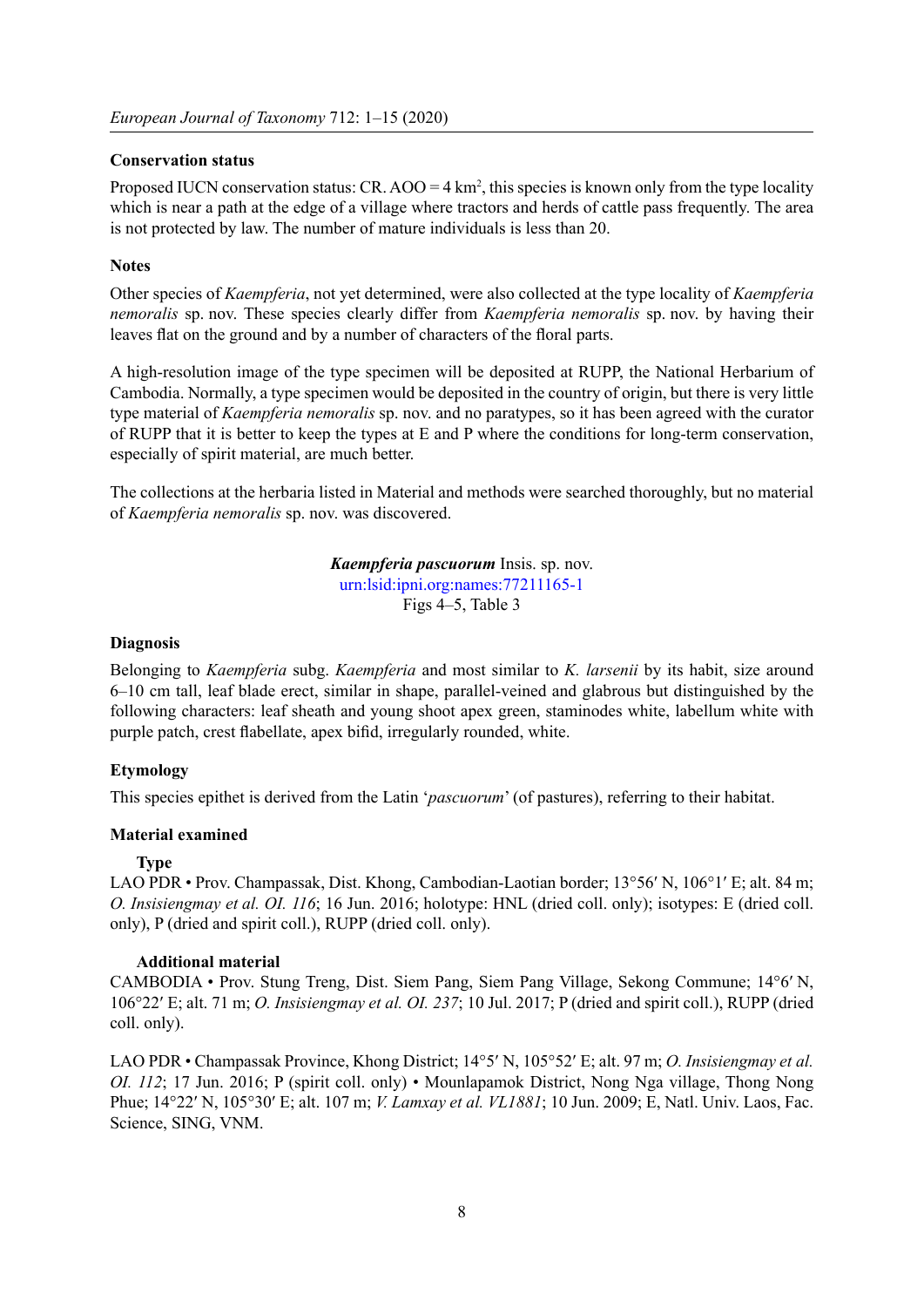### Conservation status

Proposed IUCN conservation status: CR. AOO = 4 $km^2$, this species is known only from the type locality which is near a path at the edge of a village where tractors and herds of cattle pass frequently. The area is not protected by law. The number of mature individuals is less than 20.

### Notes

Other species of *Kaempferia*, not yet determined, were also collected at the type locality of *Kaempferia nemoralis* sp. nov. These species clearly differ from *Kaempferia nemoralis* sp. nov. by having their leaves flat on the ground and by a number of characters of the floral parts.

A high-resolution image of the type specimen will be deposited at RUPP, the National Herbarium of Cambodia. Normally, a type specimen would be deposited in the country of origin, but there is very little type material of *Kaempferia nemoralis* sp. nov. and no paratypes, so it has been agreed with the curator of RUPP that it is better to keep the types at E and P where the conditions for long-term conservation, especially of spirit material, are much better.

The collections at the herbaria listed in Material and methods were searched thoroughly, but no material of *Kaempferia nemoralis* sp. nov. was discovered.

## ***Kaempferia pascuorum*** Insis. sp. nov.

urn:lsid:ipni.org:names:77211165-1

Figs 4–5, Table 3

### Diagnosis

Belonging to *Kaempferia* subg. *Kaempferia* and most similar to *K. larsenii* by its habit, size around 6–10 cm tall, leaf blade erect, similar in shape, parallel-veined and glabrous but distinguished by the following characters: leaf sheath and young shoot apex green, staminodes white, labellum white with purple patch, crest flabellate, apex bifid, irregularly rounded, white.

### Etymology

This species epithet is derived from the Latin '*pascuorum*' (of pastures), referring to their habitat.

### Material examined

#### Type

LAO PDR • Prov. Champassak, Dist. Khong, Cambodian-Laotian border; 13°56′ N, 106°1′ E; alt. 84 m; *O. Insisiengmay et al. OI. 116*; 16 Jun. 2016; holotype: HNL (dried coll. only); isotypes: E (dried coll. only), P (dried and spirit coll.), RUPP (dried coll. only).

#### Additional material

CAMBODIA • Prov. Stung Treng, Dist. Siem Pang, Siem Pang Village, Sekong Commune; 14°6′ N, 106°22′ E; alt. 71 m; *O. Insisiengmay et al. OI. 237*; 10 Jul. 2017; P (dried and spirit coll.), RUPP (dried coll. only).

LAO PDR • Champassak Province, Khong District; 14°5′ N, 105°52′ E; alt. 97 m; *O. Insisiengmay et al. OI. 112*; 17 Jun. 2016; P (spirit coll. only) • Mounlapamok District, Nong Nga village, Thong Nong Phue; 14°22′ N, 105°30′ E; alt. 107 m; *V. Lamxay et al. VL1881*; 10 Jun. 2009; E, Natl. Univ. Laos, Fac. Science, SING, VNM.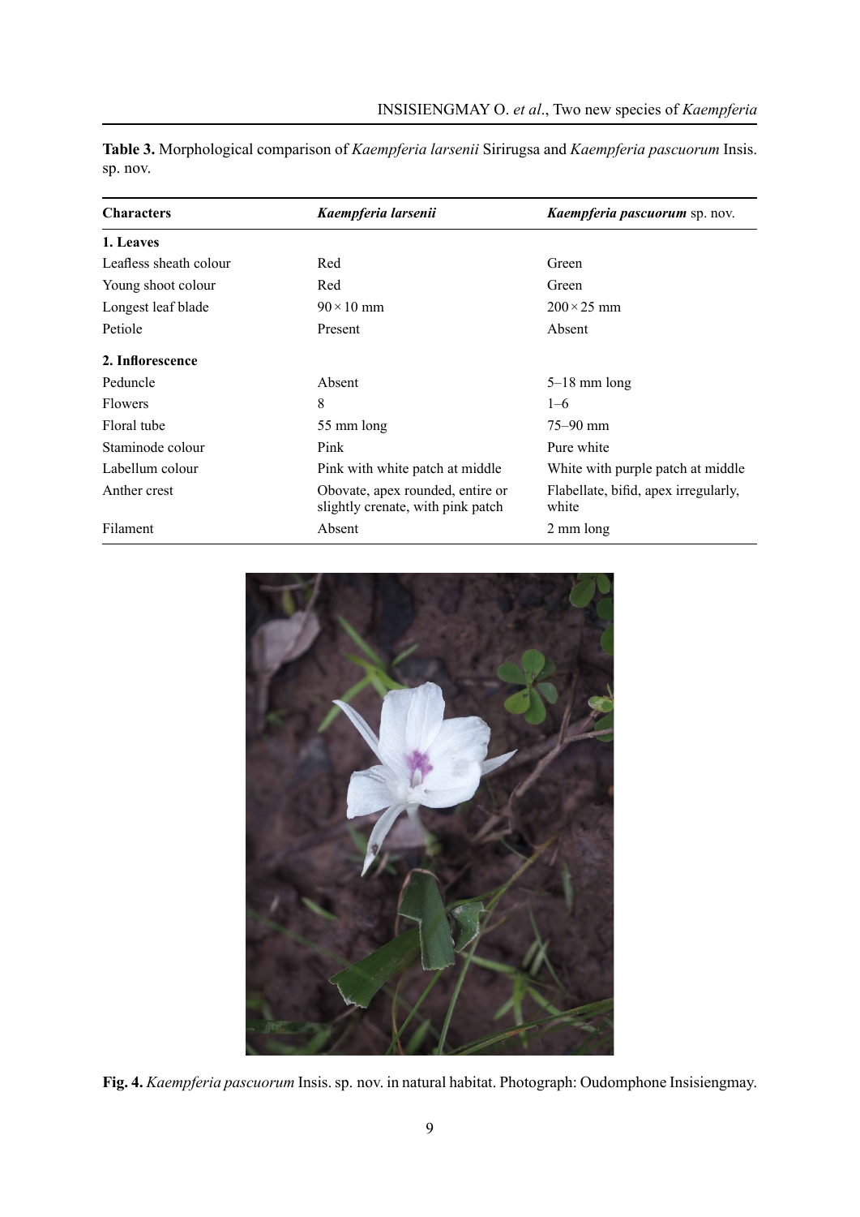**Table 3.** Morphological comparison of *Kaempferia larsenii* Sirirugsa and *Kaempferia pascuorum* Insis. sp. nov.

| Characters | *Kaempferia larsenii* | *Kaempferia pascuorum* sp. nov. |
|---|---|---|
| **1. Leaves** | | |
| Leafless sheath colour | Red | Green |
| Young shoot colour | Red | Green |
| Longest leaf blade | 90 × 10 mm | 200 × 25 mm |
| Petiole | Present | Absent |
| **2. Inflorescence** | | |
| Peduncle | Absent | 5–18 mm long |
| Flowers | 8 | 1–6 |
| Floral tube | 55 mm long | 75–90 mm |
| Staminode colour | Pink | Pure white |
| Labellum colour | Pink with white patch at middle | White with purple patch at middle |
| Anther crest | Obovate, apex rounded, entire or slightly crenate, with pink patch | Flabellate, bifid, apex irregularly, white |
| Filament | Absent | 2 mm long |

**Fig. 4.** *Kaempferia pascuorum* Insis. sp. nov. in natural habitat. Photograph: Oudomphone Insisiengmay.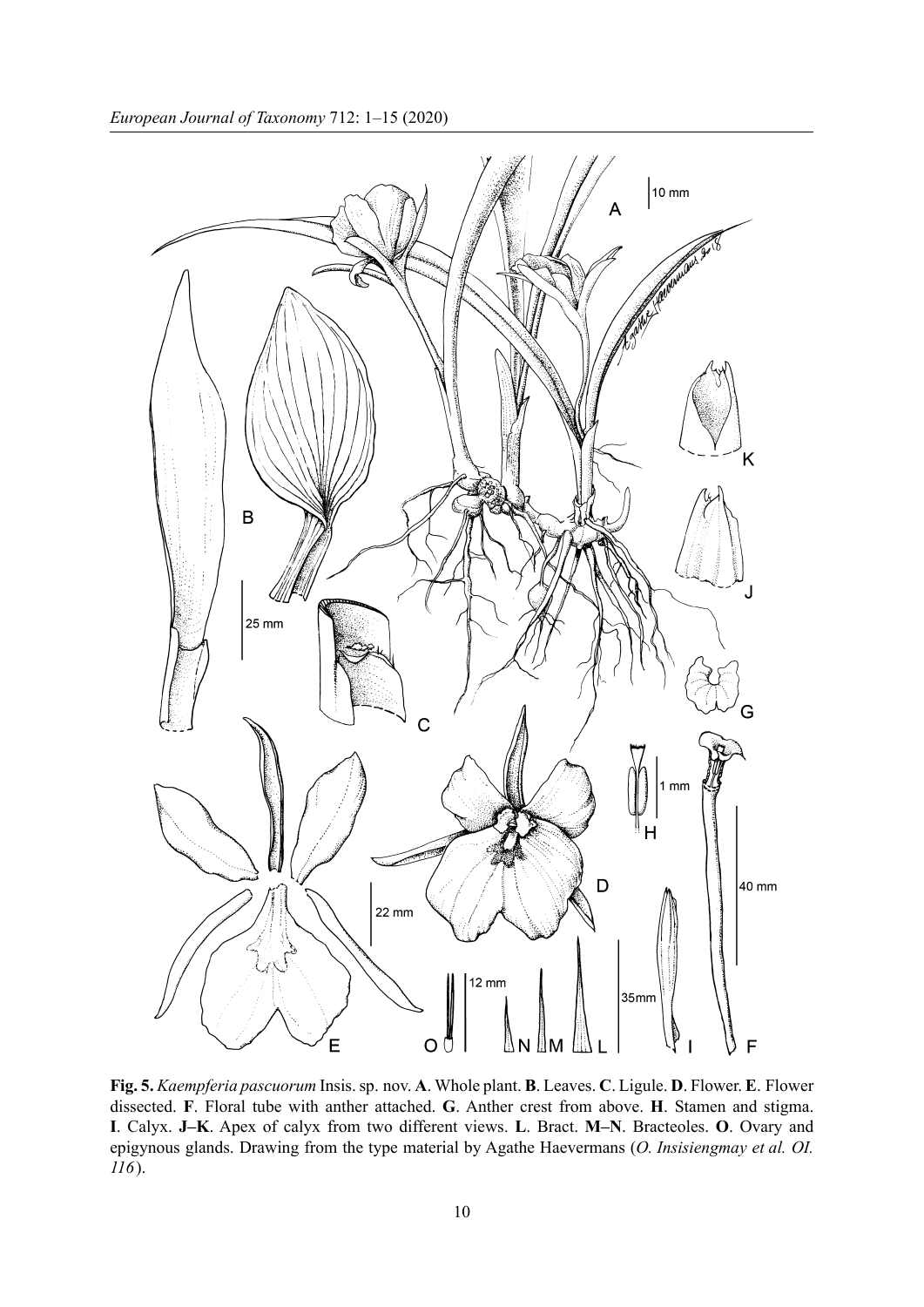**Fig. 5.** *Kaempferia pascuorum* Insis. sp. nov. **A**. Whole plant. **B**. Leaves. **C**. Ligule. **D**. Flower. **E**. Flower dissected. **F**. Floral tube with anther attached. **G**. Anther crest from above. **H**. Stamen and stigma. **I**. Calyx. **J–K**. Apex of calyx from two different views. **L**. Bract. **M–N**. Bracteoles. **O**. Ovary and epigynous glands. Drawing from the type material by Agathe Haevermans (*O. Insisiengmay et al. OI. 116*).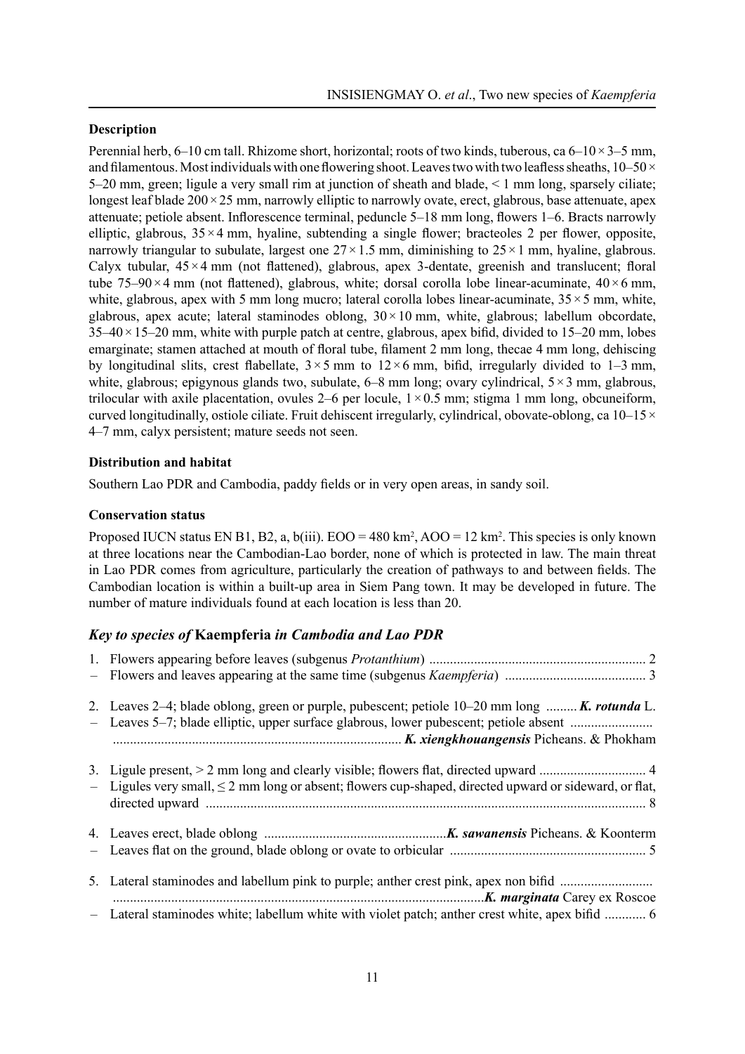### Description

Perennial herb, 6–10 cm tall. Rhizome short, horizontal; roots of two kinds, tuberous, ca 6–10 × 3–5 mm, and filamentous. Most individuals with one flowering shoot. Leaves two with two leafless sheaths, 10–50 × 5–20 mm, green; ligule a very small rim at junction of sheath and blade, < 1 mm long, sparsely ciliate; longest leaf blade 200 × 25 mm, narrowly elliptic to narrowly ovate, erect, glabrous, base attenuate, apex attenuate; petiole absent. Inflorescence terminal, peduncle 5–18 mm long, flowers 1–6. Bracts narrowly elliptic, glabrous, 35 × 4 mm, hyaline, subtending a single flower; bracteoles 2 per flower, opposite, narrowly triangular to subulate, largest one 27 × 1.5 mm, diminishing to 25 × 1 mm, hyaline, glabrous. Calyx tubular, 45 × 4 mm (not flattened), glabrous, apex 3-dentate, greenish and translucent; floral tube 75–90 × 4 mm (not flattened), glabrous, white; dorsal corolla lobe linear-acuminate, 40 × 6 mm, white, glabrous, apex with 5 mm long mucro; lateral corolla lobes linear-acuminate, 35 × 5 mm, white, glabrous, apex acute; lateral staminodes oblong, 30 × 10 mm, white, glabrous; labellum obcordate, 35–40 × 15–20 mm, white with purple patch at centre, glabrous, apex bifid, divided to 15–20 mm, lobes emarginate; stamen attached at mouth of floral tube, filament 2 mm long, thecae 4 mm long, dehiscing by longitudinal slits, crest flabellate, 3 × 5 mm to 12 × 6 mm, bifid, irregularly divided to 1–3 mm, white, glabrous; epigynous glands two, subulate, 6–8 mm long; ovary cylindrical, 5 × 3 mm, glabrous, trilocular with axile placentation, ovules 2–6 per locule, 1 × 0.5 mm; stigma 1 mm long, obcuneiform, curved longitudinally, ostiole ciliate. Fruit dehiscent irregularly, cylindrical, obovate-oblong, ca 10–15 × 4–7 mm, calyx persistent; mature seeds not seen.

### Distribution and habitat

Southern Lao PDR and Cambodia, paddy fields or in very open areas, in sandy soil.

### Conservation status

Proposed IUCN status EN B1, B2, a, b(iii). EOO = 480 km$^2$, AOO = 12 km$^2$. This species is only known at three locations near the Cambodian-Lao border, none of which is protected in law. The main threat in Lao PDR comes from agriculture, particularly the creation of pathways to and between fields. The Cambodian location is within a built-up area in Siem Pang town. It may be developed in future. The number of mature individuals found at each location is less than 20.

## *Key to species of* Kaempferia *in Cambodia and Lao PDR*

1. Flowers appearing before leaves (subgenus *Protanthium*) .............................................................. 2
– Flowers and leaves appearing at the same time (subgenus *Kaempferia*) ........................................ 3

2. Leaves 2–4; blade oblong, green or purple, pubescent; petiole 10–20 mm long ......... ***K. rotunda*** L.
– Leaves 5–7; blade elliptic, upper surface glabrous, lower pubescent; petiole absent ........................ ................................................................................... ***K. xiengkhouangensis*** Picheans. & Phokham

3. Ligule present, > 2 mm long and clearly visible; flowers flat, directed upward ............................... 4
– Ligules very small, ≤ 2 mm long or absent; flowers cup-shaped, directed upward or sideward, or flat, directed upward .............................................................................................................................. 8

4. Leaves erect, blade oblong ....................................................***K. sawanensis*** Picheans. & Koonterm
– Leaves flat on the ground, blade oblong or ovate to orbicular ......................................................... 5

5. Lateral staminodes and labellum pink to purple; anther crest pink, apex non bifid ........................... ...........................................................................................................***K. marginata*** Carey ex Roscoe
– Lateral staminodes white; labellum white with violet patch; anther crest white, apex bifid ............ 6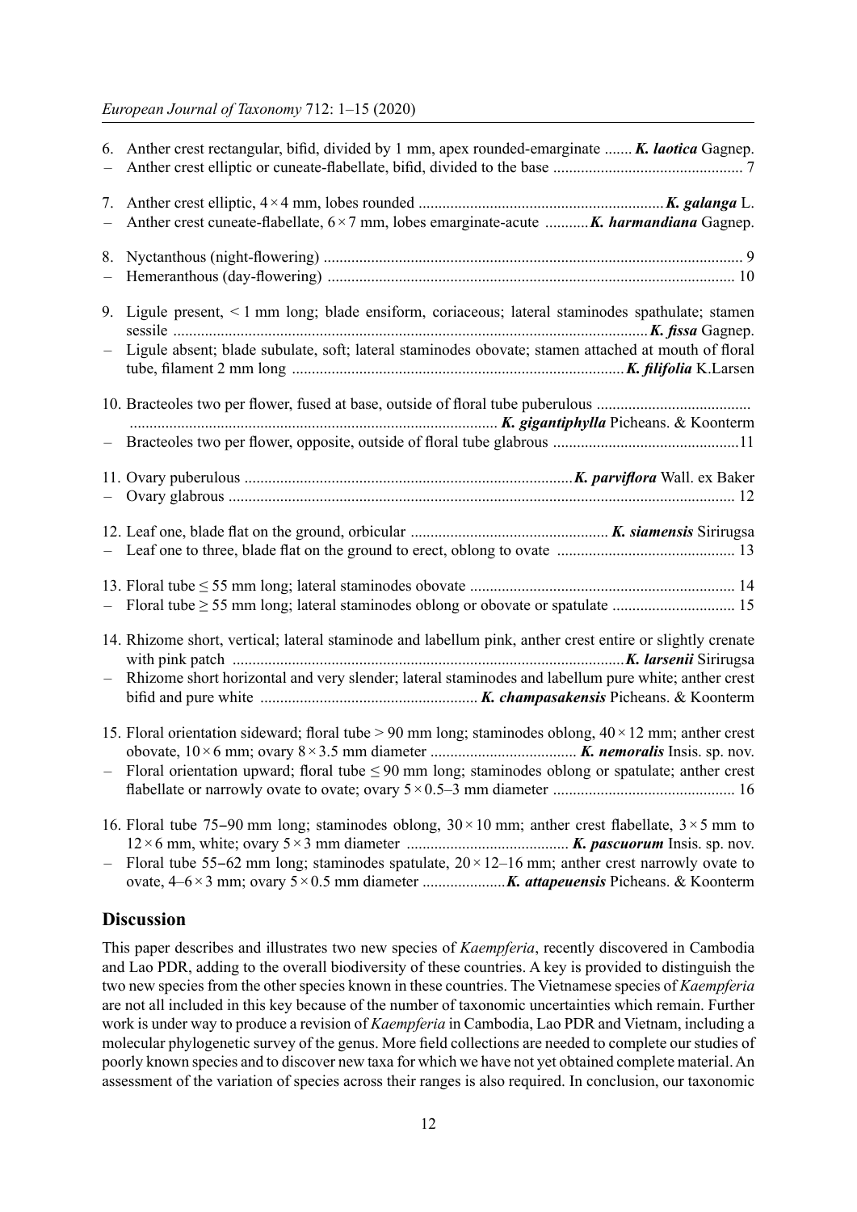6. Anther crest rectangular, bifid, divided by 1 mm, apex rounded-emarginate ....... ***K. laotica*** Gagnep.
– Anther crest elliptic or cuneate-flabellate, bifid, divided to the base ............................................... 7

7. Anther crest elliptic, 4 × 4 mm, lobes rounded ............................................................ ***K. galanga*** L.
– Anther crest cuneate-flabellate, 6 × 7 mm, lobes emarginate-acute ........... ***K. harmandiana*** Gagnep.

8. Nyctanthous (night-flowering) ......................................................................................................... 9
– Hemeranthous (day-flowering) ...................................................................................................... 10

9. Ligule present, < 1 mm long; blade ensiform, coriaceous; lateral staminodes spathulate; stamen sessile ....................................................................................................................... ***K. fissa*** Gagnep.
– Ligule absent; blade subulate, soft; lateral staminodes obovate; stamen attached at mouth of floral tube, filament 2 mm long .................................................................................. ***K. filifolia*** K.Larsen

10. Bracteoles two per flower, fused at base, outside of floral tube puberulous ....................................... ............................................................................................ ***K. gigantiphylla*** Picheans. & Koonterm
– Bracteoles two per flower, opposite, outside of floral tube glabrous ...............................................11

11. Ovary puberulous .................................................................................. ***K. parviflora*** Wall. ex Baker
– Ovary glabrous .............................................................................................................................. 12

12. Leaf one, blade flat on the ground, orbicular ................................................. ***K. siamensis*** Sirirugsa
– Leaf one to three, blade flat on the ground to erect, oblong to ovate ............................................. 13

13. Floral tube ≤ 55 mm long; lateral staminodes obovate .................................................................. 14
– Floral tube ≥ 55 mm long; lateral staminodes oblong or obovate or spatulate ............................... 15

14. Rhizome short, vertical; lateral staminode and labellum pink, anther crest entire or slightly crenate with pink patch .................................................................................................... ***K. larsenii*** Sirirugsa
– Rhizome short horizontal and very slender; lateral staminodes and labellum pure white; anther crest bifid and pure white ...................................................... ***K. champasakensis*** Picheans. & Koonterm

15. Floral orientation sideward; floral tube > 90 mm long; staminodes oblong, 40 × 12 mm; anther crest obovate, 10 × 6 mm; ovary 8 × 3.5 mm diameter ..................................... ***K. nemoralis*** Insis. sp. nov.
– Floral orientation upward; floral tube ≤ 90 mm long; staminodes oblong or spatulate; anther crest flabellate or narrowly ovate to ovate; ovary 5 × 0.5–3 mm diameter .............................................. 16

16. Floral tube 75–90 mm long; staminodes oblong, 30 × 10 mm; anther crest flabellate, 3 × 5 mm to 12 × 6 mm, white; ovary 5 × 3 mm diameter ......................................... ***K. pascuorum*** Insis. sp. nov.
– Floral tube 55–62 mm long; staminodes spatulate, 20 × 12–16 mm; anther crest narrowly ovate to ovate, 4–6 × 3 mm; ovary 5 × 0.5 mm diameter ..................... ***K. attapeuensis*** Picheans. & Koonterm

## Discussion

This paper describes and illustrates two new species of *Kaempferia*, recently discovered in Cambodia and Lao PDR, adding to the overall biodiversity of these countries. A key is provided to distinguish the two new species from the other species known in these countries. The Vietnamese species of *Kaempferia* are not all included in this key because of the number of taxonomic uncertainties which remain. Further work is under way to produce a revision of *Kaempferia* in Cambodia, Lao PDR and Vietnam, including a molecular phylogenetic survey of the genus. More field collections are needed to complete our studies of poorly known species and to discover new taxa for which we have not yet obtained complete material. An assessment of the variation of species across their ranges is also required. In conclusion, our taxonomic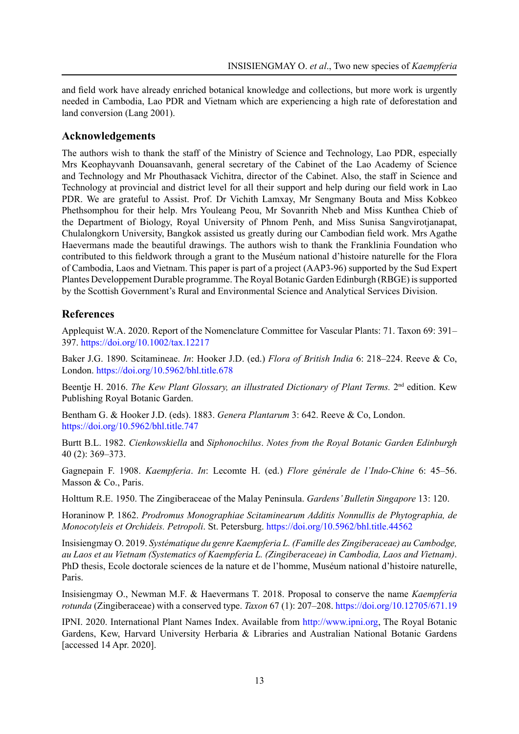and field work have already enriched botanical knowledge and collections, but more work is urgently needed in Cambodia, Lao PDR and Vietnam which are experiencing a high rate of deforestation and land conversion (Lang 2001).

## Acknowledgements

The authors wish to thank the staff of the Ministry of Science and Technology, Lao PDR, especially Mrs Keophayvanh Douansavanh, general secretary of the Cabinet of the Lao Academy of Science and Technology and Mr Phouthasack Vichitra, director of the Cabinet. Also, the staff in Science and Technology at provincial and district level for all their support and help during our field work in Lao PDR. We are grateful to Assist. Prof. Dr Vichith Lamxay, Mr Sengmany Bouta and Miss Kobkeo Phethsomphou for their help. Mrs Youleang Peou, Mr Sovanrith Nheb and Miss Kunthea Chieb of the Department of Biology, Royal University of Phnom Penh, and Miss Sunisa Sangvirotjanapat, Chulalongkorn University, Bangkok assisted us greatly during our Cambodian field work. Mrs Agathe Haevermans made the beautiful drawings. The authors wish to thank the Franklinia Foundation who contributed to this fieldwork through a grant to the Muséum national d'histoire naturelle for the Flora of Cambodia, Laos and Vietnam. This paper is part of a project (AAP3-96) supported by the Sud Expert Plantes Developpement Durable programme. The Royal Botanic Garden Edinburgh (RBGE) is supported by the Scottish Government's Rural and Environmental Science and Analytical Services Division.

## References

Applequist W.A. 2020. Report of the Nomenclature Committee for Vascular Plants: 71. Taxon 69: 391–397. https://doi.org/10.1002/tax.12217

Baker J.G. 1890. Scitamineae. *In*: Hooker J.D. (ed.) *Flora of British India* 6: 218–224. Reeve & Co, London. https://doi.org/10.5962/bhl.title.678

Beentje H. 2016. *The Kew Plant Glossary, an illustrated Dictionary of Plant Terms.* 2nd edition. Kew Publishing Royal Botanic Garden.

Bentham G. & Hooker J.D. (eds). 1883. *Genera Plantarum* 3: 642. Reeve & Co, London. https://doi.org/10.5962/bhl.title.747

Burtt B.L. 1982. *Cienkowskiella* and *Siphonochilus*. *Notes from the Royal Botanic Garden Edinburgh* 40 (2): 369–373.

Gagnepain F. 1908. *Kaempferia*. *In*: Lecomte H. (ed.) *Flore générale de l'Indo-Chine* 6: 45–56. Masson & Co., Paris.

Holttum R.E. 1950. The Zingiberaceae of the Malay Peninsula. *Gardens' Bulletin Singapore* 13: 120.

Horaninow P. 1862. *Prodromus Monographiae Scitaminearum Additis Nonnullis de Phytographia, de Monocotyleis et Orchideis. Petropoli*. St. Petersburg. https://doi.org/10.5962/bhl.title.44562

Insisiengmay O. 2019. *Systématique du genre Kaempferia L. (Famille des Zingiberaceae) au Cambodge, au Laos et au Vietnam (Systematics of Kaempferia L. (Zingiberaceae) in Cambodia, Laos and Vietnam)*. PhD thesis, Ecole doctorale sciences de la nature et de l'homme, Muséum national d'histoire naturelle, Paris.

Insisiengmay O., Newman M.F. & Haevermans T. 2018. Proposal to conserve the name *Kaempferia rotunda* (Zingiberaceae) with a conserved type. *Taxon* 67 (1): 207–208. https://doi.org/10.12705/671.19

IPNI. 2020. International Plant Names Index. Available from http://www.ipni.org, The Royal Botanic Gardens, Kew, Harvard University Herbaria & Libraries and Australian National Botanic Gardens [accessed 14 Apr. 2020].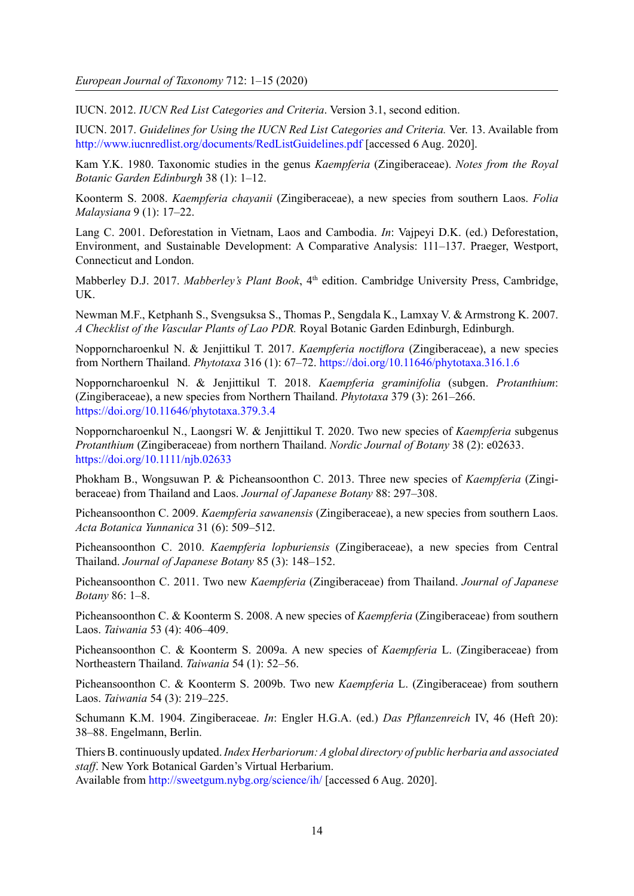IUCN. 2012. *IUCN Red List Categories and Criteria*. Version 3.1, second edition.

IUCN. 2017. *Guidelines for Using the IUCN Red List Categories and Criteria.* Ver. 13. Available from http://www.iucnredlist.org/documents/RedListGuidelines.pdf [accessed 6 Aug. 2020].

Kam Y.K. 1980. Taxonomic studies in the genus *Kaempferia* (Zingiberaceae). *Notes from the Royal Botanic Garden Edinburgh* 38 (1): 1–12.

Koonterm S. 2008. *Kaempferia chayanii* (Zingiberaceae), a new species from southern Laos. *Folia Malaysiana* 9 (1): 17–22.

Lang C. 2001. Deforestation in Vietnam, Laos and Cambodia. *In*: Vajpeyi D.K. (ed.) Deforestation, Environment, and Sustainable Development: A Comparative Analysis: 111–137. Praeger, Westport, Connecticut and London.

Mabberley D.J. 2017. *Mabberley's Plant Book*, 4th edition. Cambridge University Press, Cambridge, UK.

Newman M.F., Ketphanh S., Svengsuksa S., Thomas P., Sengdala K., Lamxay V. & Armstrong K. 2007. *A Checklist of the Vascular Plants of Lao PDR.* Royal Botanic Garden Edinburgh, Edinburgh.

Nopporncharoenkul N. & Jenjittikul T. 2017. *Kaempferia noctiflora* (Zingiberaceae), a new species from Northern Thailand. *Phytotaxa* 316 (1): 67–72. https://doi.org/10.11646/phytotaxa.316.1.6

Nopporncharoenkul N. & Jenjittikul T. 2018. *Kaempferia graminifolia* (subgen. *Protanthium*: (Zingiberaceae), a new species from Northern Thailand. *Phytotaxa* 379 (3): 261–266. https://doi.org/10.11646/phytotaxa.379.3.4

Nopporncharoenkul N., Laongsri W. & Jenjittikul T. 2020. Two new species of *Kaempferia* subgenus *Protanthium* (Zingiberaceae) from northern Thailand. *Nordic Journal of Botany* 38 (2): e02633. https://doi.org/10.1111/njb.02633

Phokham B., Wongsuwan P. & Picheansoonthon C. 2013. Three new species of *Kaempferia* (Zingiberaceae) from Thailand and Laos. *Journal of Japanese Botany* 88: 297–308.

Picheansoonthon C. 2009. *Kaempferia sawanensis* (Zingiberaceae), a new species from southern Laos. *Acta Botanica Yunnanica* 31 (6): 509–512.

Picheansoonthon C. 2010. *Kaempferia lopburiensis* (Zingiberaceae), a new species from Central Thailand. *Journal of Japanese Botany* 85 (3): 148–152.

Picheansoonthon C. 2011. Two new *Kaempferia* (Zingiberaceae) from Thailand. *Journal of Japanese Botany* 86: 1–8.

Picheansoonthon C. & Koonterm S. 2008. A new species of *Kaempferia* (Zingiberaceae) from southern Laos. *Taiwania* 53 (4): 406–409.

Picheansoonthon C. & Koonterm S. 2009a. A new species of *Kaempferia* L. (Zingiberaceae) from Northeastern Thailand. *Taiwania* 54 (1): 52–56.

Picheansoonthon C. & Koonterm S. 2009b. Two new *Kaempferia* L. (Zingiberaceae) from southern Laos. *Taiwania* 54 (3): 219–225.

Schumann K.M. 1904. Zingiberaceae. *In*: Engler H.G.A. (ed.) *Das Pflanzenreich* IV, 46 (Heft 20): 38–88. Engelmann, Berlin.

Thiers B. continuously updated. *Index Herbariorum: A global directory of public herbaria and associated staff*. New York Botanical Garden's Virtual Herbarium.
Available from http://sweetgum.nybg.org/science/ih/ [accessed 6 Aug. 2020].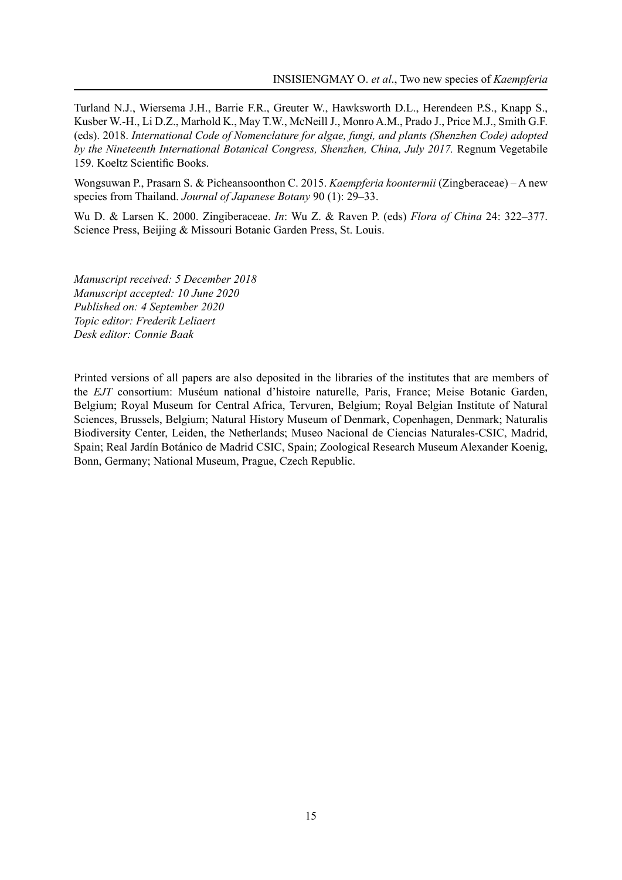Turland N.J., Wiersema J.H., Barrie F.R., Greuter W., Hawksworth D.L., Herendeen P.S., Knapp S., Kusber W.-H., Li D.Z., Marhold K., May T.W., McNeill J., Monro A.M., Prado J., Price M.J., Smith G.F. (eds). 2018. *International Code of Nomenclature for algae, fungi, and plants (Shenzhen Code) adopted by the Nineteenth International Botanical Congress, Shenzhen, China, July 2017.* Regnum Vegetabile 159. Koeltz Scientific Books.

Wongsuwan P., Prasarn S. & Picheansoonthon C. 2015. *Kaempferia koontermii* (Zingberaceae) – A new species from Thailand. *Journal of Japanese Botany* 90 (1): 29–33.

Wu D. & Larsen K. 2000. Zingiberaceae. *In*: Wu Z. & Raven P. (eds) *Flora of China* 24: 322–377. Science Press, Beijing & Missouri Botanic Garden Press, St. Louis.

*Manuscript received: 5 December 2018*
*Manuscript accepted: 10 June 2020*
*Published on: 4 September 2020*
*Topic editor: Frederik Leliaert*
*Desk editor: Connie Baak*

Printed versions of all papers are also deposited in the libraries of the institutes that are members of the *EJT* consortium: Muséum national d'histoire naturelle, Paris, France; Meise Botanic Garden, Belgium; Royal Museum for Central Africa, Tervuren, Belgium; Royal Belgian Institute of Natural Sciences, Brussels, Belgium; Natural History Museum of Denmark, Copenhagen, Denmark; Naturalis Biodiversity Center, Leiden, the Netherlands; Museo Nacional de Ciencias Naturales-CSIC, Madrid, Spain; Real Jardín Botánico de Madrid CSIC, Spain; Zoological Research Museum Alexander Koenig, Bonn, Germany; National Museum, Prague, Czech Republic.